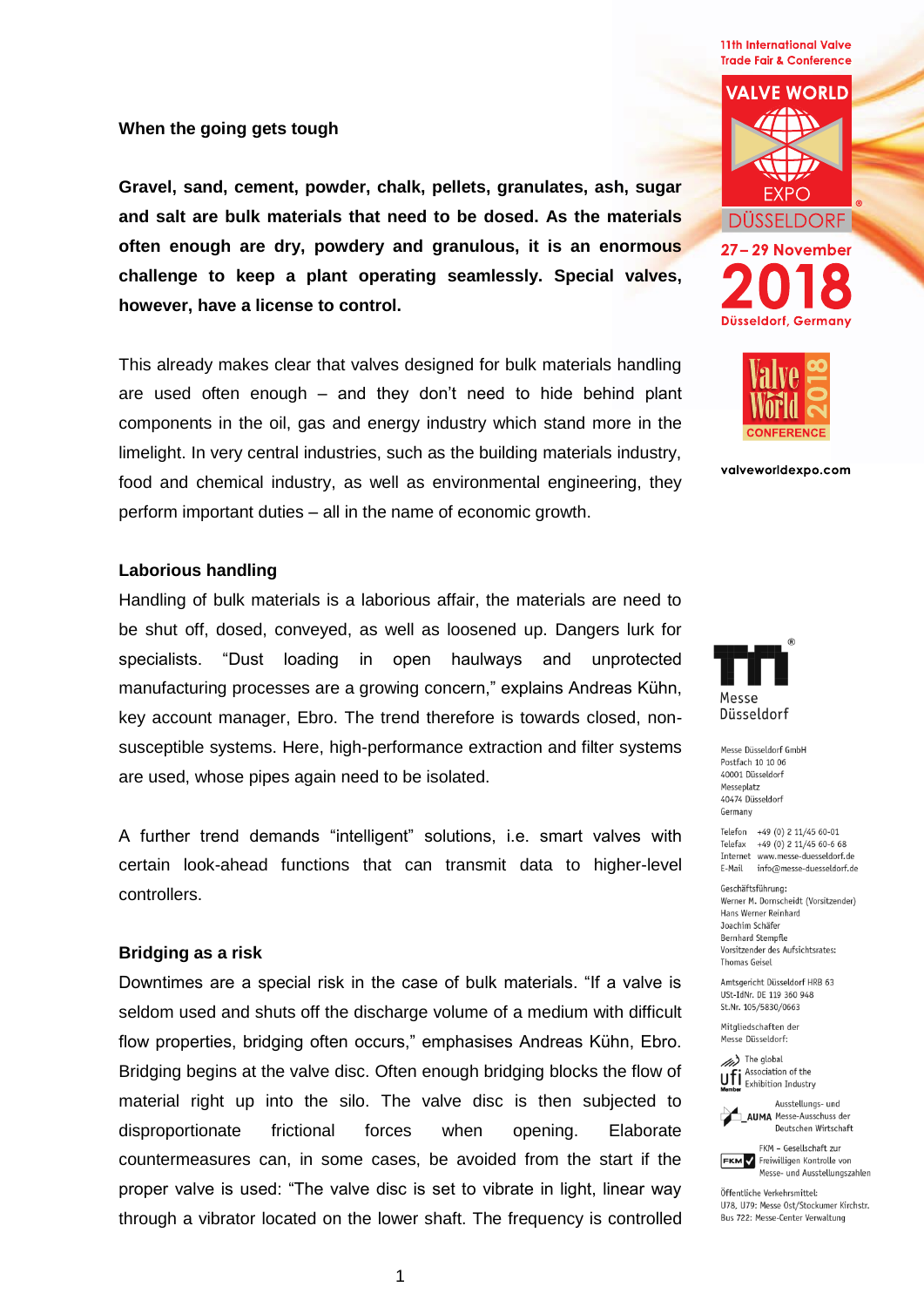## When the going gets tough

**Gravel, sand, cement, powder, chalk, pellets, granulates, ash, sugar and salt are bulk materials that need to be dosed. As the materials often enough are dry, powdery and granulous, it is an enormous challenge to keep a plant operating seamlessly. Special valves, however, have a license to control.**

This already makes clear that valves designed for bulk materials handling are used often enough – and they don't need to hide behind plant components in the oil, gas and energy industry which stand more in the limelight. In very central industries, such as the building materials industry, food and chemical industry, as well as environmental engineering, they perform important duties – all in the name of economic growth.

### Laborious handling

Handling of bulk materials is a laborious affair, the materials are need to be shut off, dosed, conveyed, as well as loosened up. Dangers lurk for specialists. "Dust loading in open haulways and unprotected manufacturing processes are a growing concern," explains Andreas Kühn, key account manager, Ebro. The trend therefore is towards closed, non-susceptible systems. Here, high-performance extraction and filter systems are used, whose pipes again need to be isolated.

A further trend demands "intelligent" solutions, i.e. smart valves with certain look-ahead functions that can transmit data to higher-level controllers.

### Bridging as a risk

Downtimes are a special risk in the case of bulk materials. "If a valve is seldom used and shuts off the discharge volume of a medium with difficult flow properties, bridging often occurs," emphasises Andreas Kühn, Ebro. Bridging begins at the valve disc. Often enough bridging blocks the flow of material right up into the silo. The valve disc is then subjected to disproportionate frictional forces when opening. Elaborate countermeasures can, in some cases, be avoided from the start if the proper valve is used: "The valve disc is set to vibrate in light, linear way through a vibrator located on the lower shaft. The frequency is controlled

11th International Valve Trade Fair & Conference

VALVE WORLD EXPO DÜSSELDORF

27 – 29 November 2018

Düsseldorf, Germany

Valve World 2018 CONFERENCE

valveworldexpo.com

Messe Düsseldorf

Messe Düsseldorf GmbH
Postfach 10 10 06
40001 Düsseldorf
Messeplatz
40474 Düsseldorf
Germany

Telefon +49 (0) 2 11/45 60-01
Telefax +49 (0) 2 11/45 60-6 68
Internet www.messe-duesseldorf.de
E-Mail info@messe-duesseldorf.de

Geschäftsführung:
Werner M. Dornscheidt (Vorsitzender)
Hans Werner Reinhard
Joachim Schäfer
Bernhard Stempfle
Vorsitzender des Aufsichtsrates:
Thomas Geisel

Amtsgericht Düsseldorf HRB 63
USt-IdNr. DE 119 360 948
St.Nr. 105/5830/0663

Mitgliedschaften der Messe Düsseldorf:

ufi – The global Association of the Exhibition Industry

AUMA – Ausstellungs- und Messe-Ausschuss der Deutschen Wirtschaft

FKM – Gesellschaft zur Freiwilligen Kontrolle von Messe- und Ausstellungszahlen

Öffentliche Verkehrsmittel:
U78, U79: Messe Ost/Stockumer Kirchstr.
Bus 722: Messe-Center Verwaltung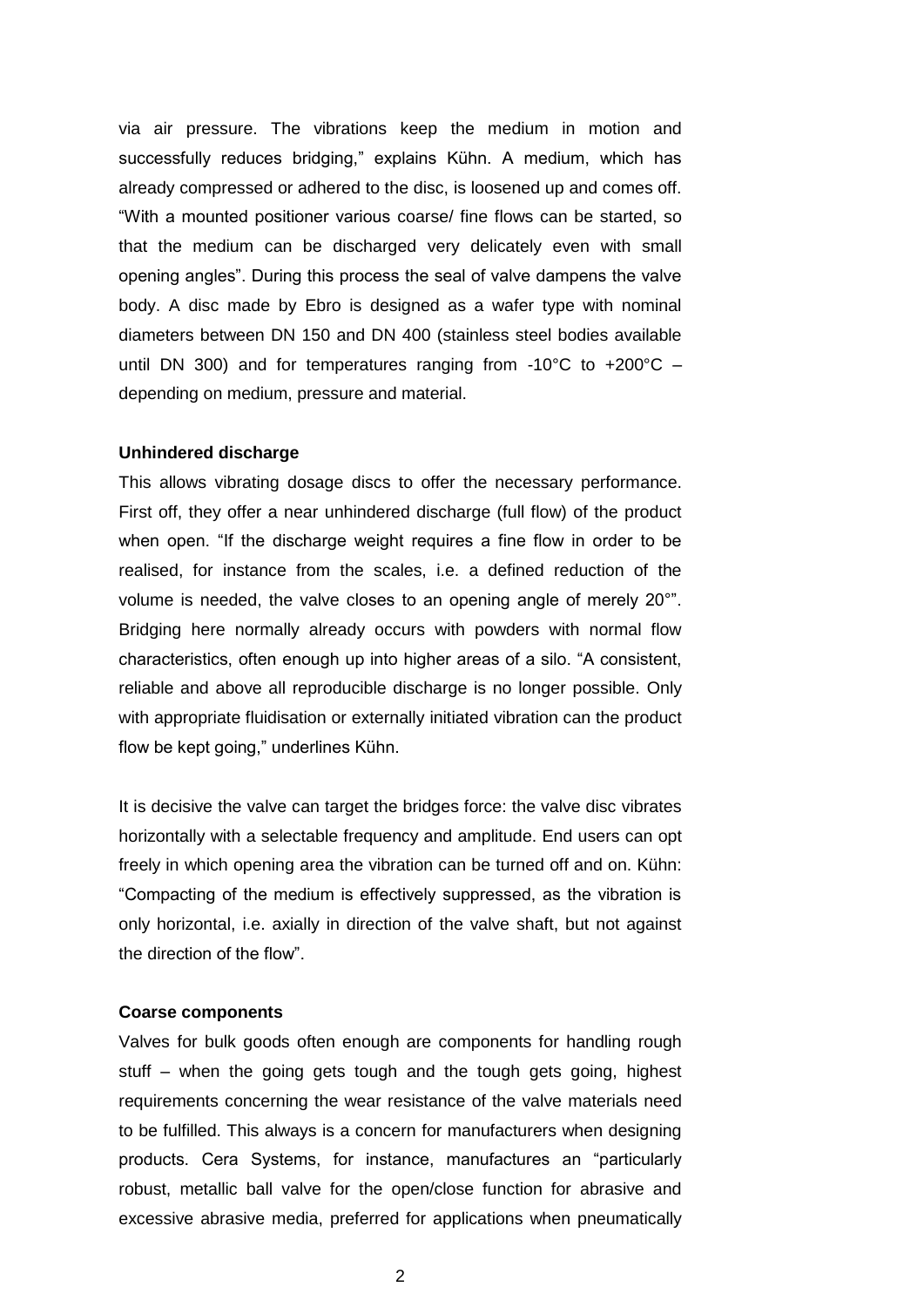via air pressure. The vibrations keep the medium in motion and successfully reduces bridging," explains Kühn. A medium, which has already compressed or adhered to the disc, is loosened up and comes off. "With a mounted positioner various coarse/ fine flows can be started, so that the medium can be discharged very delicately even with small opening angles". During this process the seal of valve dampens the valve body. A disc made by Ebro is designed as a wafer type with nominal diameters between DN 150 and DN 400 (stainless steel bodies available until DN 300) and for temperatures ranging from -10°C to +200°C – depending on medium, pressure and material.

**Unhindered discharge**

This allows vibrating dosage discs to offer the necessary performance. First off, they offer a near unhindered discharge (full flow) of the product when open. "If the discharge weight requires a fine flow in order to be realised, for instance from the scales, i.e. a defined reduction of the volume is needed, the valve closes to an opening angle of merely 20°". Bridging here normally already occurs with powders with normal flow characteristics, often enough up into higher areas of a silo. "A consistent, reliable and above all reproducible discharge is no longer possible. Only with appropriate fluidisation or externally initiated vibration can the product flow be kept going," underlines Kühn.

It is decisive the valve can target the bridges force: the valve disc vibrates horizontally with a selectable frequency and amplitude. End users can opt freely in which opening area the vibration can be turned off and on. Kühn: "Compacting of the medium is effectively suppressed, as the vibration is only horizontal, i.e. axially in direction of the valve shaft, but not against the direction of the flow".

**Coarse components**

Valves for bulk goods often enough are components for handling rough stuff – when the going gets tough and the tough gets going, highest requirements concerning the wear resistance of the valve materials need to be fulfilled. This always is a concern for manufacturers when designing products. Cera Systems, for instance, manufactures an "particularly robust, metallic ball valve for the open/close function for abrasive and excessive abrasive media, preferred for applications when pneumatically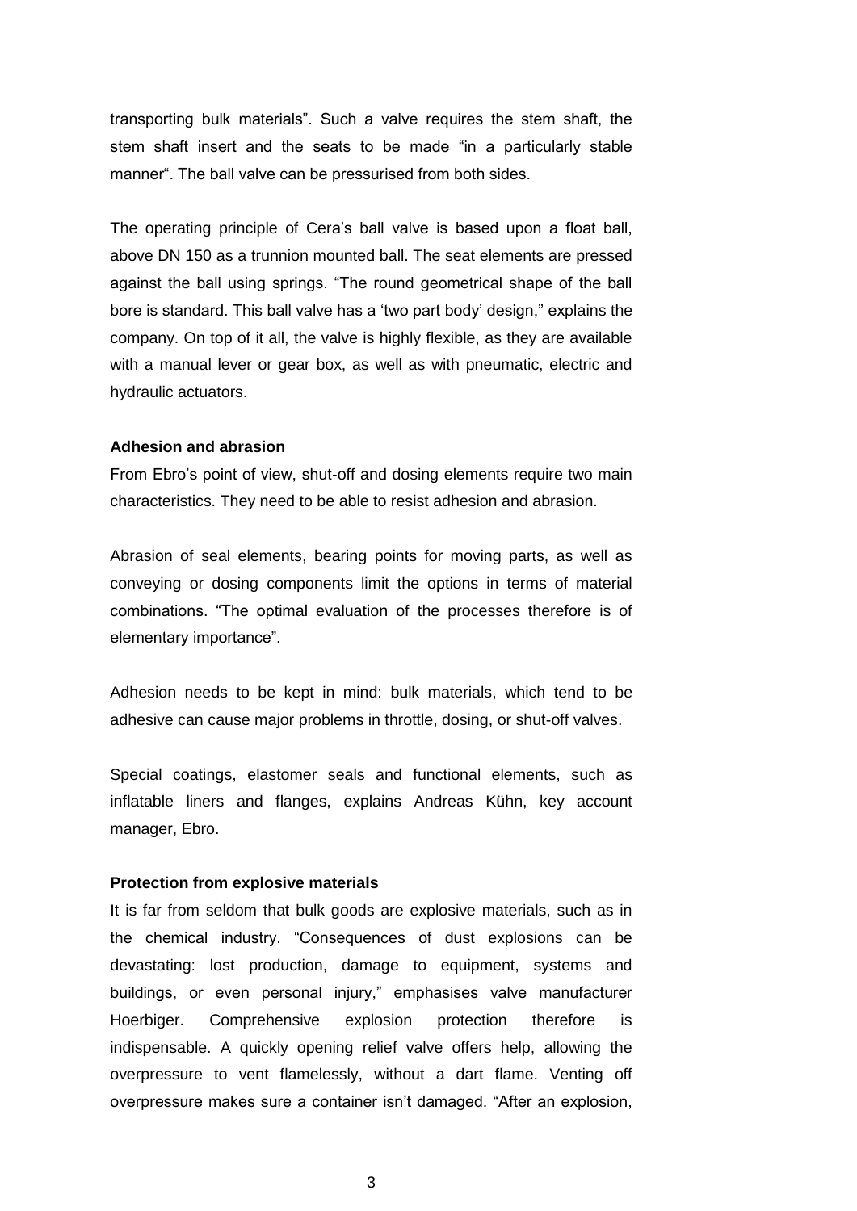transporting bulk materials". Such a valve requires the stem shaft, the stem shaft insert and the seats to be made "in a particularly stable manner". The ball valve can be pressurised from both sides.

The operating principle of Cera's ball valve is based upon a float ball, above DN 150 as a trunnion mounted ball. The seat elements are pressed against the ball using springs. "The round geometrical shape of the ball bore is standard. This ball valve has a 'two part body' design," explains the company. On top of it all, the valve is highly flexible, as they are available with a manual lever or gear box, as well as with pneumatic, electric and hydraulic actuators.

**Adhesion and abrasion**

From Ebro's point of view, shut-off and dosing elements require two main characteristics. They need to be able to resist adhesion and abrasion.

Abrasion of seal elements, bearing points for moving parts, as well as conveying or dosing components limit the options in terms of material combinations. "The optimal evaluation of the processes therefore is of elementary importance".

Adhesion needs to be kept in mind: bulk materials, which tend to be adhesive can cause major problems in throttle, dosing, or shut-off valves.

Special coatings, elastomer seals and functional elements, such as inflatable liners and flanges, explains Andreas Kühn, key account manager, Ebro.

**Protection from explosive materials**

It is far from seldom that bulk goods are explosive materials, such as in the chemical industry. "Consequences of dust explosions can be devastating: lost production, damage to equipment, systems and buildings, or even personal injury," emphasises valve manufacturer Hoerbiger. Comprehensive explosion protection therefore is indispensable. A quickly opening relief valve offers help, allowing the overpressure to vent flamelessly, without a dart flame. Venting off overpressure makes sure a container isn't damaged. "After an explosion,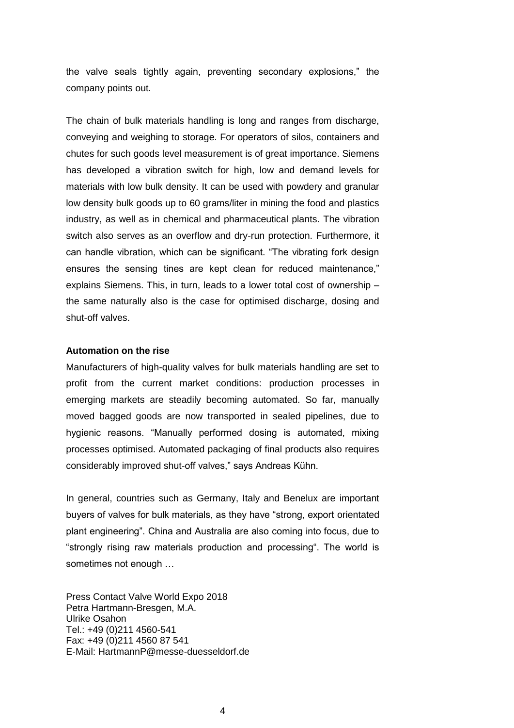the valve seals tightly again, preventing secondary explosions," the company points out.

The chain of bulk materials handling is long and ranges from discharge, conveying and weighing to storage. For operators of silos, containers and chutes for such goods level measurement is of great importance. Siemens has developed a vibration switch for high, low and demand levels for materials with low bulk density. It can be used with powdery and granular low density bulk goods up to 60 grams/liter in mining the food and plastics industry, as well as in chemical and pharmaceutical plants. The vibration switch also serves as an overflow and dry-run protection. Furthermore, it can handle vibration, which can be significant. "The vibrating fork design ensures the sensing tines are kept clean for reduced maintenance," explains Siemens. This, in turn, leads to a lower total cost of ownership – the same naturally also is the case for optimised discharge, dosing and shut-off valves.

**Automation on the rise**

Manufacturers of high-quality valves for bulk materials handling are set to profit from the current market conditions: production processes in emerging markets are steadily becoming automated. So far, manually moved bagged goods are now transported in sealed pipelines, due to hygienic reasons. "Manually performed dosing is automated, mixing processes optimised. Automated packaging of final products also requires considerably improved shut-off valves," says Andreas Kühn.

In general, countries such as Germany, Italy and Benelux are important buyers of valves for bulk materials, as they have "strong, export orientated plant engineering". China and Australia are also coming into focus, due to "strongly rising raw materials production and processing". The world is sometimes not enough …

Press Contact Valve World Expo 2018
Petra Hartmann-Bresgen, M.A.
Ulrike Osahon
Tel.: +49 (0)211 4560-541
Fax: +49 (0)211 4560 87 541
E-Mail: HartmannP@messe-duesseldorf.de